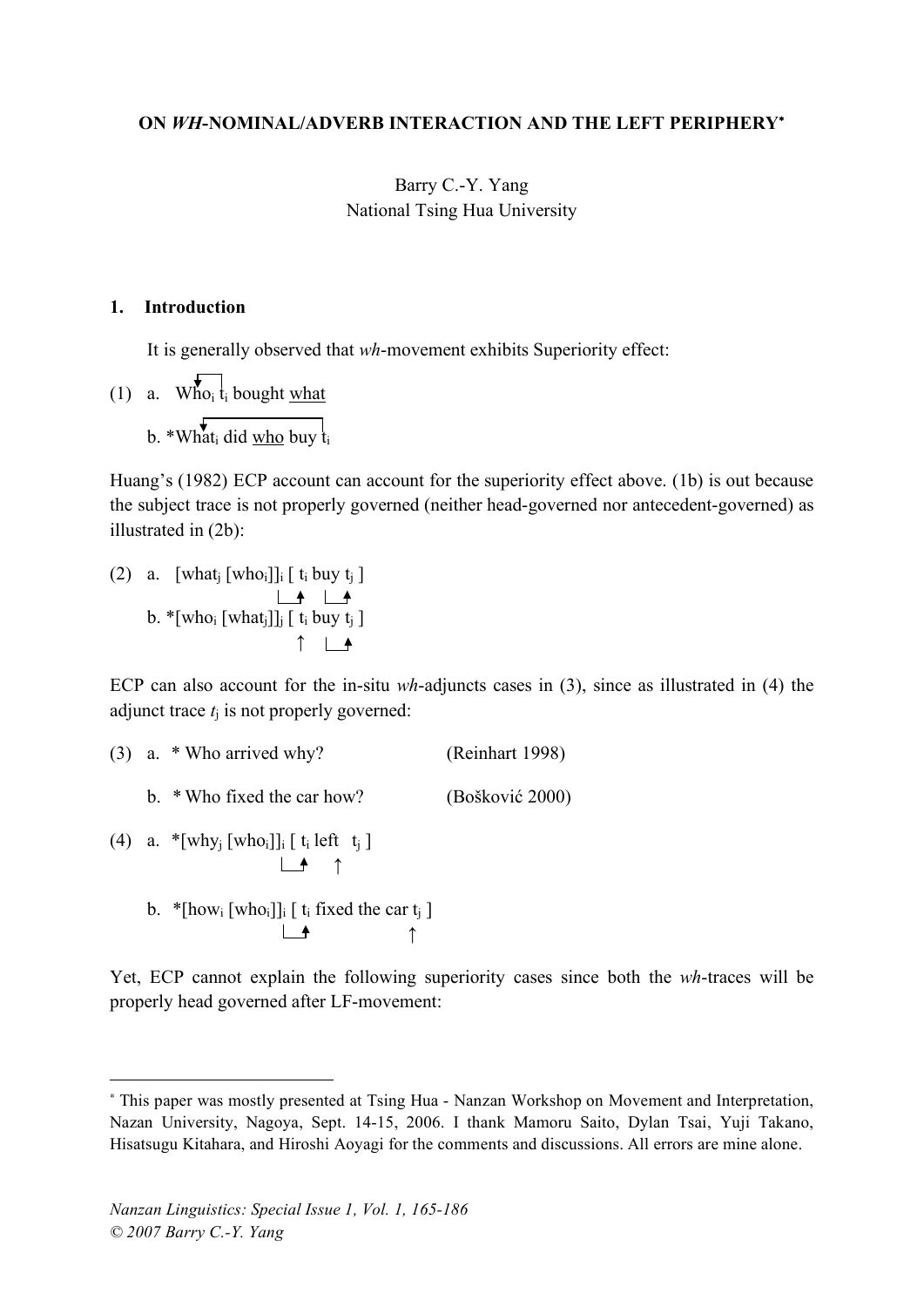# ON *WH*-NOMINAL/ADVERB INTERACTION AND THE LEFT PERIPHERY*

Barry C.-Y. Yang
National Tsing Hua University

## 1. Introduction

It is generally observed that *wh*-movement exhibits Superiority effect:

(1) a. Who$_i$ $t_i$ bought <u>what</u>

b. *What$_i$ did <u>who</u> buy $t_i$

Huang's (1982) ECP account can account for the superiority effect above. (1b) is out because the subject trace is not properly governed (neither head-governed nor antecedent-governed) as illustrated in (2b):

(2) a. [what$_j$ [who$_i$]]$_i$ [ $t_i$ buy $t_j$ ]

b. *[who$_i$ [what$_j$]]$_j$ [ $t_i$ buy $t_j$ ]

ECP can also account for the in-situ *wh*-adjuncts cases in (3), since as illustrated in (4) the adjunct trace $t_j$ is not properly governed:

(3) a. * Who arrived why? (Reinhart 1998)

b. * Who fixed the car how? (Bošković 2000)

(4) a. *[why$_j$ [who$_i$]]$_i$ [ $t_i$ left $t_j$ ]

b. *[how$_i$ [who$_i$]]$_i$ [ $t_i$ fixed the car $t_j$ ]

Yet, ECP cannot explain the following superiority cases since both the *wh*-traces will be properly head governed after LF-movement:

---

* This paper was mostly presented at Tsing Hua - Nanzan Workshop on Movement and Interpretation, Nazan University, Nagoya, Sept. 14-15, 2006. I thank Mamoru Saito, Dylan Tsai, Yuji Takano, Hisatsugu Kitahara, and Hiroshi Aoyagi for the comments and discussions. All errors are mine alone.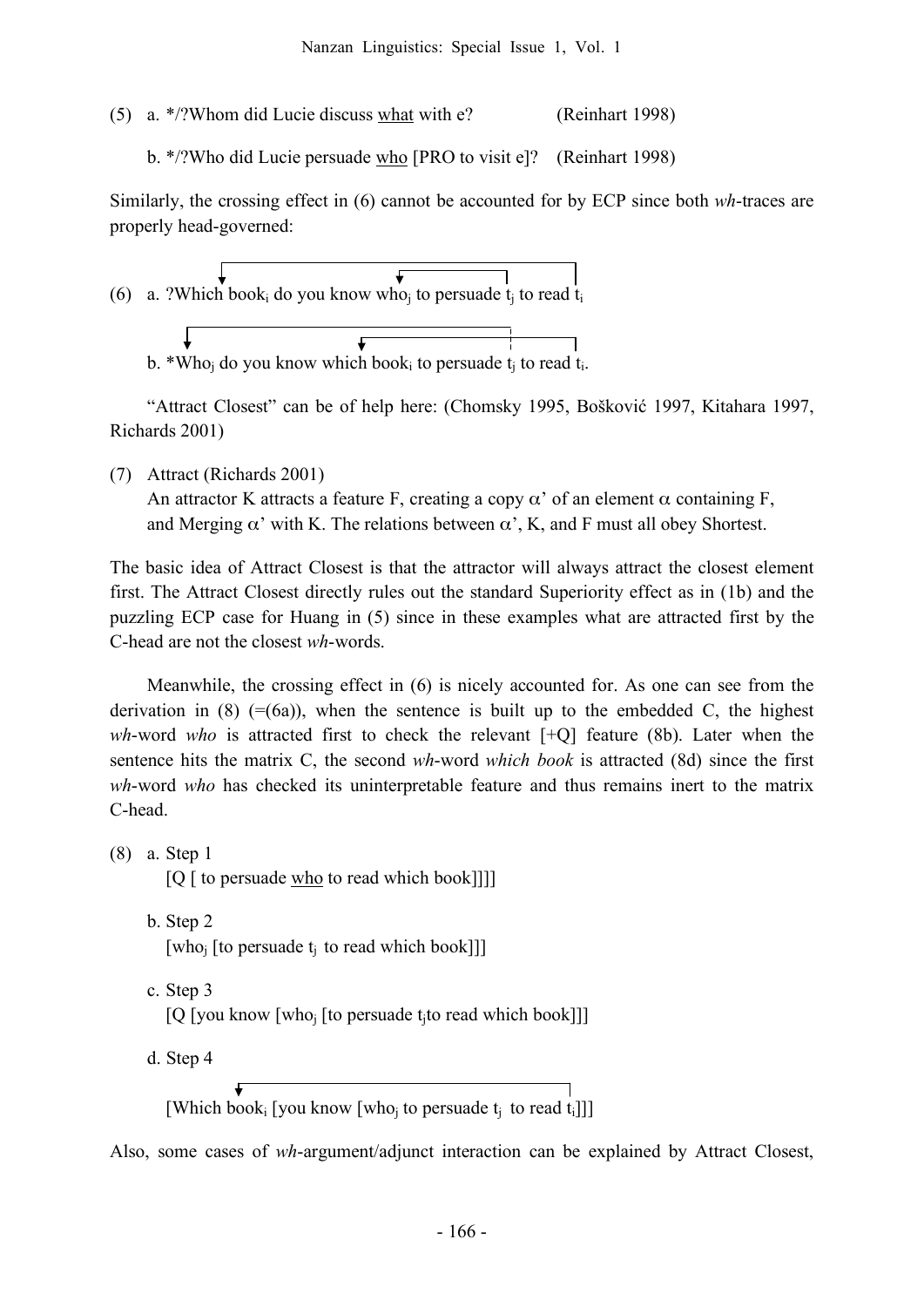(5) a. */?Whom did Lucie discuss <u>what</u> with e? (Reinhart 1998)

b. */?Who did Lucie persuade <u>who</u> [PRO to visit e]? (Reinhart 1998)

Similarly, the crossing effect in (6) cannot be accounted for by ECP since both *wh*-traces are properly head-governed:

(6) a. ?Which book$_i$ do you know who$_j$ to persuade t$_j$ to read t$_i$

b. *Who$_j$ do you know which book$_i$ to persuade t$_j$ to read t$_i$.

"Attract Closest" can be of help here: (Chomsky 1995, Bošković 1997, Kitahara 1997, Richards 2001)

(7) Attract (Richards 2001)
An attractor K attracts a feature F, creating a copy $\alpha$' of an element $\alpha$ containing F, and Merging $\alpha$' with K. The relations between $\alpha$', K, and F must all obey Shortest.

The basic idea of Attract Closest is that the attractor will always attract the closest element first. The Attract Closest directly rules out the standard Superiority effect as in (1b) and the puzzling ECP case for Huang in (5) since in these examples what are attracted first by the C-head are not the closest *wh*-words.

Meanwhile, the crossing effect in (6) is nicely accounted for. As one can see from the derivation in (8) (=(6a)), when the sentence is built up to the embedded C, the highest *wh*-word *who* is attracted first to check the relevant [+Q] feature (8b). Later when the sentence hits the matrix C, the second *wh*-word *which book* is attracted (8d) since the first *wh*-word *who* has checked its uninterpretable feature and thus remains inert to the matrix C-head.

(8) a. Step 1
[Q [ to persuade <u>who</u> to read which book]]]]

b. Step 2
[who$_j$ [to persuade t$_j$ to read which book]]]

c. Step 3
[Q [you know [who$_j$ [to persuade t$_j$to read which book]]]

d. Step 4
[Which book$_i$ [you know [who$_j$ to persuade t$_j$ to read t$_i$]]]

Also, some cases of *wh*-argument/adjunct interaction can be explained by Attract Closest,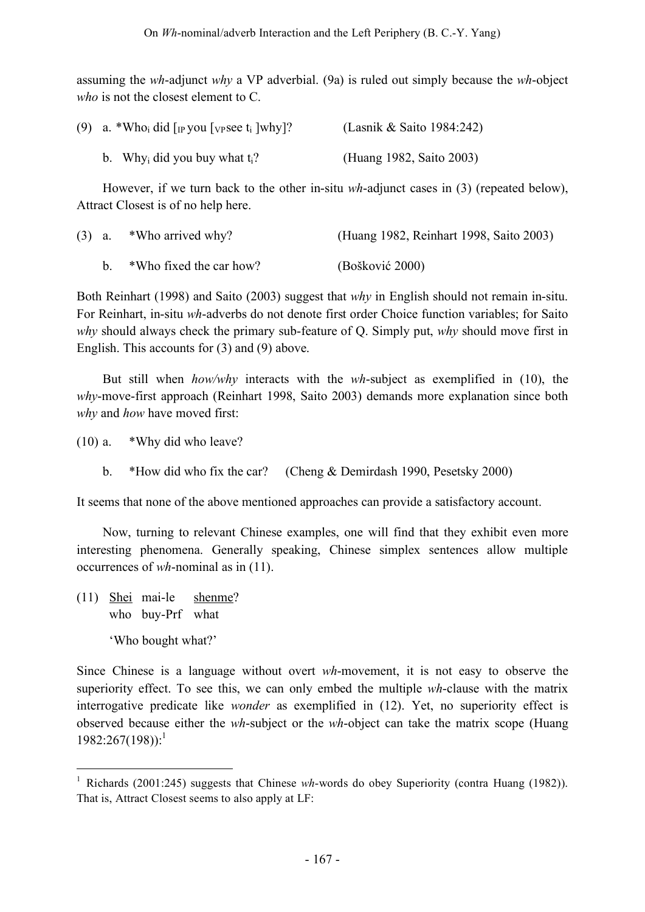assuming the *wh*-adjunct *why* a VP adverbial. (9a) is ruled out simply because the *wh*-object *who* is not the closest element to C.

(9) a. *Who$_i$ did [$_{IP}$ you [$_{VP}$ see t$_i$ ]why]? (Lasnik & Saito 1984:242)

b. Why$_i$ did you buy what t$_i$? (Huang 1982, Saito 2003)

However, if we turn back to the other in-situ *wh*-adjunct cases in (3) (repeated below), Attract Closest is of no help here.

(3) a. *Who arrived why? (Huang 1982, Reinhart 1998, Saito 2003)

b. *Who fixed the car how? (Bošković 2000)

Both Reinhart (1998) and Saito (2003) suggest that *why* in English should not remain in-situ. For Reinhart, in-situ *wh*-adverbs do not denote first order Choice function variables; for Saito *why* should always check the primary sub-feature of Q. Simply put, *why* should move first in English. This accounts for (3) and (9) above.

But still when *how/why* interacts with the *wh*-subject as exemplified in (10), the *why*-move-first approach (Reinhart 1998, Saito 2003) demands more explanation since both *why* and *how* have moved first:

(10) a. *Why did who leave?

b. *How did who fix the car? (Cheng & Demirdash 1990, Pesetsky 2000)

It seems that none of the above mentioned approaches can provide a satisfactory account.

Now, turning to relevant Chinese examples, one will find that they exhibit even more interesting phenomena. Generally speaking, Chinese simplex sentences allow multiple occurrences of *wh*-nominal as in (11).

(11) Shei mai-le shenme?
who buy-Prf what
'Who bought what?'

Since Chinese is a language without overt *wh*-movement, it is not easy to observe the superiority effect. To see this, we can only embed the multiple *wh*-clause with the matrix interrogative predicate like *wonder* as exemplified in (12). Yet, no superiority effect is observed because either the *wh*-subject or the *wh*-object can take the matrix scope (Huang 1982:267(198)):[1]

[1] Richards (2001:245) suggests that Chinese *wh*-words do obey Superiority (contra Huang (1982)). That is, Attract Closest seems to also apply at LF: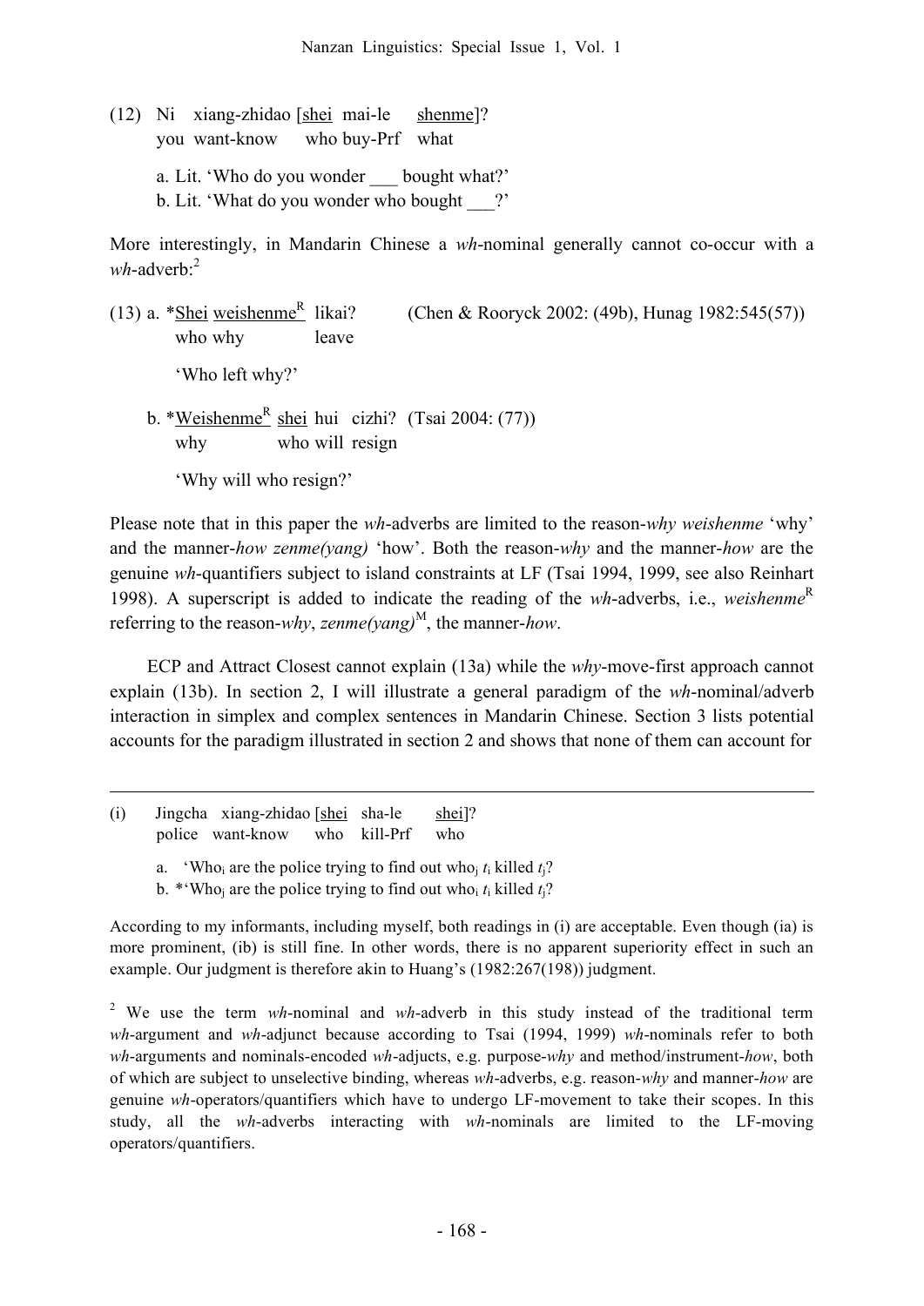(12) Ni xiang-zhidao [<u>shei</u> mai-le <u>shenme</u>]?
you want-know who buy-Prf what

a. Lit. 'Who do you wonder ___ bought what?'
b. Lit. 'What do you wonder who bought ___?'

More interestingly, in Mandarin Chinese a *wh*-nominal generally cannot co-occur with a *wh*-adverb:[2]

(13) a. *<u>Shei</u> <u>weishenme</u>$^{R}$ likai? (Chen & Rooryck 2002: (49b), Hunag 1982:545(57))
who why leave

'Who left why?'

b. *<u>Weishenme</u>$^{R}$ <u>shei</u> hui cizhi? (Tsai 2004: (77))
why who will resign

'Why will who resign?'

Please note that in this paper the *wh*-adverbs are limited to the reason-*why* *weishenme* 'why' and the manner-*how* *zenme(yang)* 'how'. Both the reason-*why* and the manner-*how* are the genuine *wh*-quantifiers subject to island constraints at LF (Tsai 1994, 1999, see also Reinhart 1998). A superscript is added to indicate the reading of the *wh*-adverbs, i.e., *weishenme*$^{R}$ referring to the reason-*why*, *zenme(yang)*$^{M}$, the manner-*how*.

ECP and Attract Closest cannot explain (13a) while the *why*-move-first approach cannot explain (13b). In section 2, I will illustrate a general paradigm of the *wh*-nominal/adverb interaction in simplex and complex sentences in Mandarin Chinese. Section 3 lists potential accounts for the paradigm illustrated in section 2 and shows that none of them can account for

---

(i) Jingcha xiang-zhidao [<u>shei</u> sha-le <u>shei</u>]?
police want-know who kill-Prf who

a. 'Who$_i$ are the police trying to find out who$_j$ $t_i$ killed $t_j$?
b. *'Who$_j$ are the police trying to find out who$_i$ $t_i$ killed $t_j$?

According to my informants, including myself, both readings in (i) are acceptable. Even though (ia) is more prominent, (ib) is still fine. In other words, there is no apparent superiority effect in such an example. Our judgment is therefore akin to Huang's (1982:267(198)) judgment.

[2] We use the term *wh*-nominal and *wh*-adverb in this study instead of the traditional term *wh*-argument and *wh*-adjunct because according to Tsai (1994, 1999) *wh*-nominals refer to both *wh*-arguments and nominals-encoded *wh*-adjucts, e.g. purpose-*why* and method/instrument-*how*, both of which are subject to unselective binding, whereas *wh*-adverbs, e.g. reason-*why* and manner-*how* are genuine *wh*-operators/quantifiers which have to undergo LF-movement to take their scopes. In this study, all the *wh*-adverbs interacting with *wh*-nominals are limited to the LF-moving operators/quantifiers.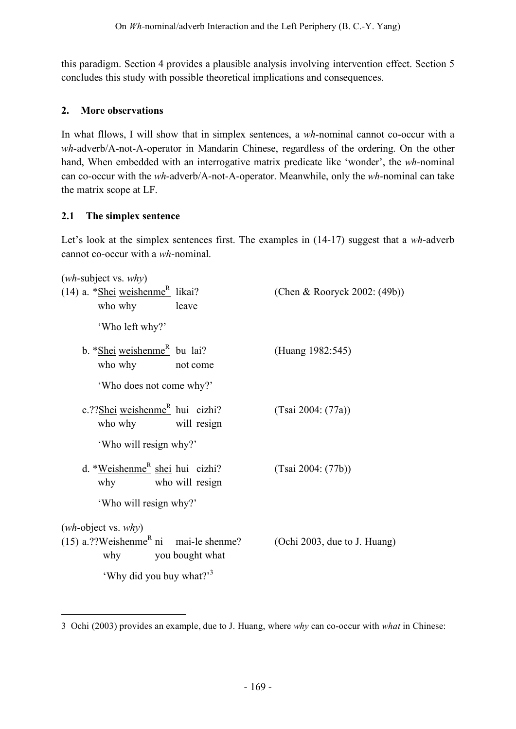this paradigm. Section 4 provides a plausible analysis involving intervention effect. Section 5 concludes this study with possible theoretical implications and consequences.

## 2. More observations

In what fllows, I will show that in simplex sentences, a *wh*-nominal cannot co-occur with a *wh*-adverb/A-not-A-operator in Mandarin Chinese, regardless of the ordering. On the other hand, When embedded with an interrogative matrix predicate like 'wonder', the *wh*-nominal can co-occur with the *wh*-adverb/A-not-A-operator. Meanwhile, only the *wh*-nominal can take the matrix scope at LF.

### 2.1 The simplex sentence

Let's look at the simplex sentences first. The examples in (14-17) suggest that a *wh*-adverb cannot co-occur with a *wh*-nominal.

(*wh*-subject vs. *why*)

(14) a. \*<u>Shei</u> <u>weishenme</u>$^{R}$ likai? (Chen & Rooryck 2002: (49b))
who why leave
'Who left why?'

b. \*<u>Shei</u> <u>weishenme</u>$^{R}$ bu lai? (Huang 1982:545)
who why not come
'Who does not come why?'

c. ??<u>Shei</u> <u>weishenme</u>$^{R}$ hui cizhi? (Tsai 2004: (77a))
who why will resign
'Who will resign why?'

d. \*<u>Weishenme</u>$^{R}$ <u>shei</u> hui cizhi? (Tsai 2004: (77b))
why who will resign
'Who will resign why?'

(*wh*-object vs. *why*)

(15) a. ??<u>Weishenme</u>$^{R}$ ni mai-le <u>shenme</u>? (Ochi 2003, due to J. Huang)
why you bought what
'Why did you buy what?'[3]

---

[3] Ochi (2003) provides an example, due to J. Huang, where *why* can co-occur with *what* in Chinese: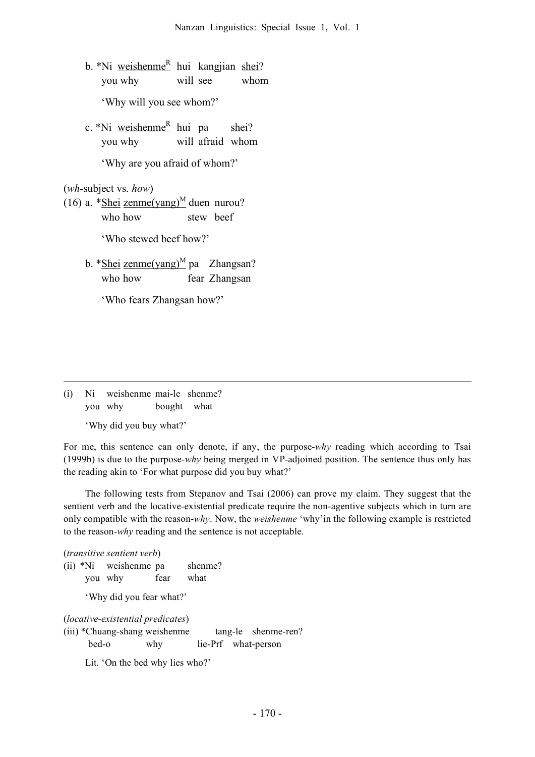b. *Ni <u>weishenme</u>$^{R}$ hui kangjian <u>shei</u>?
   you why will see whom

   'Why will you see whom?'

c. *Ni <u>weishenme</u>$^{R}$ hui pa <u>shei</u>?
   you why will afraid whom

   'Why are you afraid of whom?'

(*wh*-subject vs. *how*)

(16) a. *<u>Shei</u> <u>zenme(yang)</u>$^{M}$ duen nurou?
   who how stew beef

   'Who stewed beef how?'

b. *<u>Shei</u> <u>zenme(yang)</u>$^{M}$ pa Zhangsan?
   who how fear Zhangsan

   'Who fears Zhangsan how?'

---

(i) Ni weishenme mai-le shenme?
   you why bought what

   'Why did you buy what?'

For me, this sentence can only denote, if any, the purpose-*why* reading which according to Tsai (1999b) is due to the purpose-*why* being merged in VP-adjoined position. The sentence thus only has the reading akin to 'For what purpose did you buy what?'

The following tests from Stepanov and Tsai (2006) can prove my claim. They suggest that the sentient verb and the locative-existential predicate require the non-agentive subjects which in turn are only compatible with the reason-*why*. Now, the *weishenme* 'why' in the following example is restricted to the reason-*why* reading and the sentence is not acceptable.

(*transitive sentient verb*)

(ii) *Ni weishenme pa shenme?
   you why fear what

   'Why did you fear what?'

(*locative-existential predicates*)

(iii) *Chuang-shang weishenme tang-le shenme-ren?
   bed-o why lie-Prf what-person

   Lit. 'On the bed why lies who?'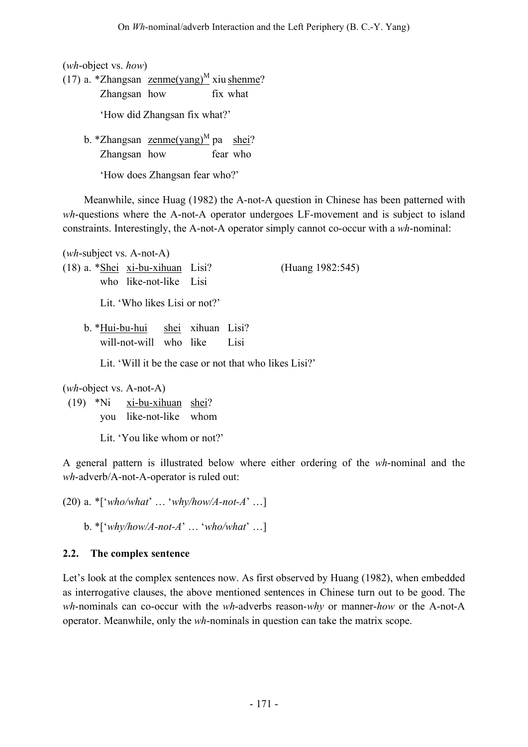(*wh*-object vs. *how*)

(17) a. *Zhangsan <u>zenme(yang)</u>[M] xiu <u>shenme</u>?
        Zhangsan how fix what

        'How did Zhangsan fix what?'

     b. *Zhangsan <u>zenme(yang)</u>[M] pa <u>shei</u>?
        Zhangsan how fear who

        'How does Zhangsan fear who?'

Meanwhile, since Huag (1982) the A-not-A question in Chinese has been patterned with *wh*-questions where the A-not-A operator undergoes LF-movement and is subject to island constraints. Interestingly, the A-not-A operator simply cannot co-occur with a *wh*-nominal:

(*wh*-subject vs. A-not-A)

(18) a. *<u>Shei</u> <u>xi-bu-xihuan</u> Lisi? (Huang 1982:545)
        who like-not-like Lisi

        Lit. 'Who likes Lisi or not?'

     b. *<u>Hui-bu-hui</u> <u>shei</u> xihuan Lisi?
        will-not-will who like Lisi

        Lit. 'Will it be the case or not that who likes Lisi?'

(*wh*-object vs. A-not-A)

(19) *Ni <u>xi-bu-xihuan</u> <u>shei</u>?
     you like-not-like whom

     Lit. 'You like whom or not?'

A general pattern is illustrated below where either ordering of the *wh*-nominal and the *wh*-adverb/A-not-A-operator is ruled out:

(20) a. *['*who/what*' … '*why/how/A-not-A*' …]

     b. *['*why/how/A-not-A*' … '*who/what*' …]

### 2.2. The complex sentence

Let's look at the complex sentences now. As first observed by Huang (1982), when embedded as interrogative clauses, the above mentioned sentences in Chinese turn out to be good. The *wh*-nominals can co-occur with the *wh*-adverbs reason-*why* or manner-*how* or the A-not-A operator. Meanwhile, only the *wh*-nominals in question can take the matrix scope.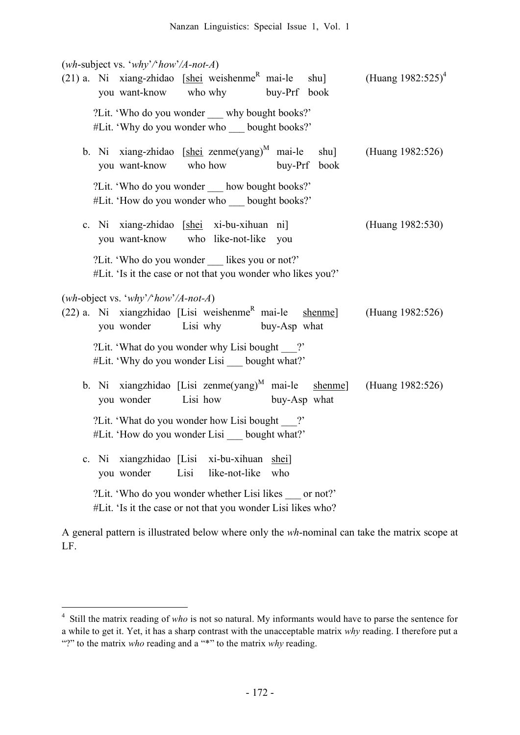(*wh*-subject vs. '*why*'/'*how*'/*A-not-A*)

(21) a. Ni xiang-zhidao [<u>shei</u> weishenme[R] mai-le shu] (Huang 1982:525)[4]
you want-know who why buy-Prf book

?Lit. 'Who do you wonder ___ why bought books?'
#Lit. 'Why do you wonder who ___ bought books?'

b. Ni xiang-zhidao [<u>shei</u> zenme(yang)[M] mai-le shu] (Huang 1982:526)
you want-know who how buy-Prf book

?Lit. 'Who do you wonder ___ how bought books?'
#Lit. 'How do you wonder who ___ bought books?'

c. Ni xiang-zhidao [<u>shei</u> xi-bu-xihuan ni] (Huang 1982:530)
you want-know who like-not-like you

?Lit. 'Who do you wonder ___ likes you or not?'
#Lit. 'Is it the case or not that you wonder who likes you?'

(*wh*-object vs. '*why*'/'*how*'/*A-not-A*)

(22) a. Ni xiangzhidao [Lisi weishenme[R] mai-le <u>shenme</u>] (Huang 1982:526)
you wonder Lisi why buy-Asp what

?Lit. 'What do you wonder why Lisi bought ___?'
#Lit. 'Why do you wonder Lisi ___ bought what?'

b. Ni xiangzhidao [Lisi zenme(yang)[M] mai-le <u>shenme</u>] (Huang 1982:526)
you wonder Lisi how buy-Asp what

?Lit. 'What do you wonder how Lisi bought ___?'
#Lit. 'How do you wonder Lisi ___ bought what?'

c. Ni xiangzhidao [Lisi xi-bu-xihuan <u>shei</u>]
you wonder Lisi like-not-like who

?Lit. 'Who do you wonder whether Lisi likes ___ or not?'
#Lit. 'Is it the case or not that you wonder Lisi likes who?

A general pattern is illustrated below where only the *wh*-nominal can take the matrix scope at LF.

---

[4] Still the matrix reading of *who* is not so natural. My informants would have to parse the sentence for a while to get it. Yet, it has a sharp contrast with the unacceptable matrix *why* reading. I therefore put a "?" to the matrix *who* reading and a "*" to the matrix *why* reading.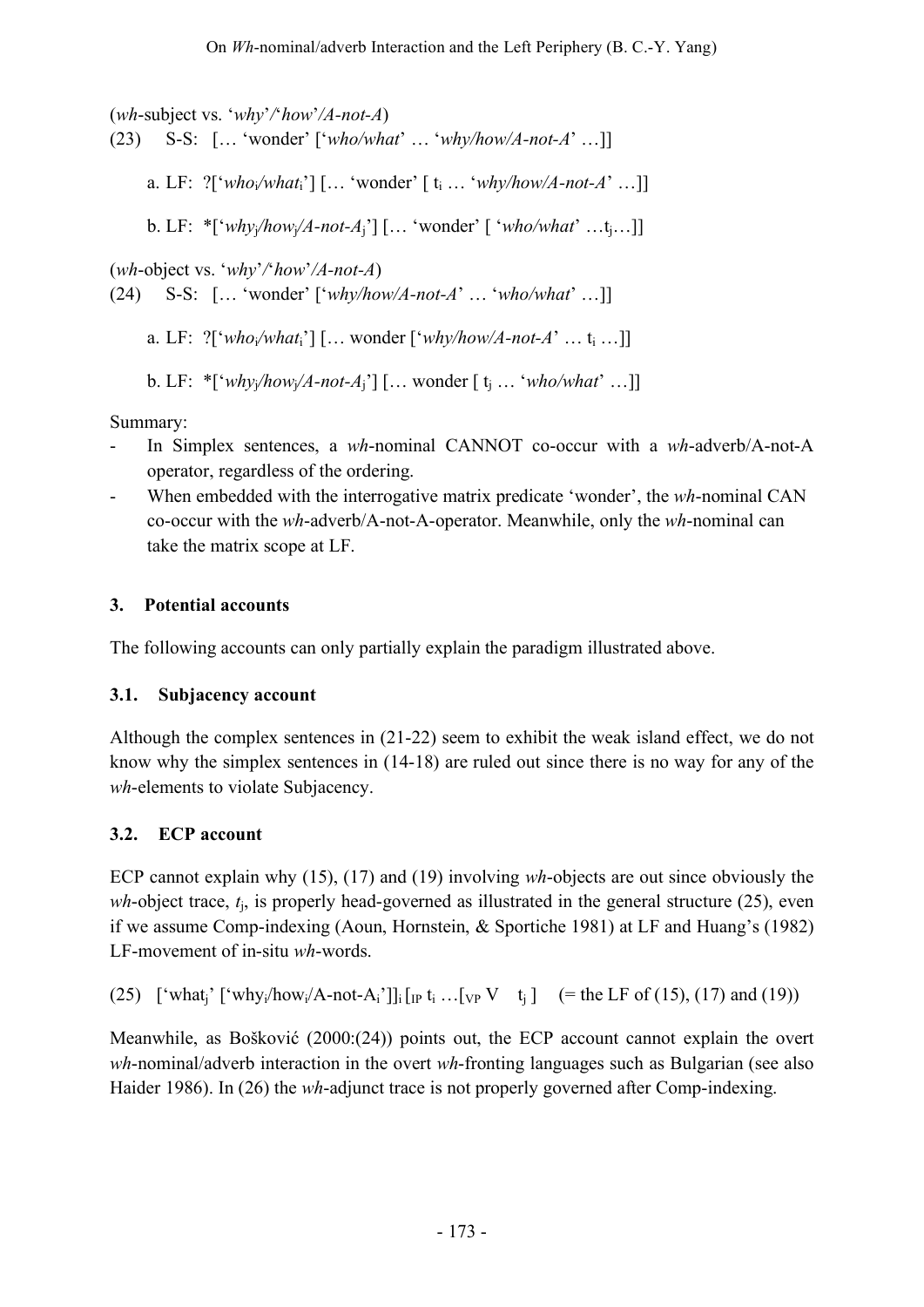(*wh*-subject vs. '*why*'/'*how*'/*A-not-A*)

(23) S-S: [… 'wonder' ['*who/what*' … '*why/how/A-not-A*' …]]

a. LF: ?['*who*$_i$/*what*$_i$'] [… 'wonder' [ t$_i$ … '*why/how/A-not-A*' …]]

b. LF: *['*why*$_j$/*how*$_j$/*A-not-A*$_j$'] [… 'wonder' [ '*who/what*' …t$_j$…]]

(*wh*-object vs. '*why*'/'*how*'/*A-not-A*)

(24) S-S: [… 'wonder' ['*why/how/A-not-A*' … '*who/what*' …]]

a. LF: ?['*who*$_i$/*what*$_i$'] [… wonder ['*why/how/A-not-A*' … t$_i$ …]]

b. LF: *['*why*$_j$/*how*$_j$/*A-not-A*$_j$'] [… wonder [ t$_j$ … '*who/what*' …]]

Summary:

- In Simplex sentences, a *wh*-nominal CANNOT co-occur with a *wh*-adverb/A-not-A operator, regardless of the ordering.
- When embedded with the interrogative matrix predicate 'wonder', the *wh*-nominal CAN co-occur with the *wh*-adverb/A-not-A-operator. Meanwhile, only the *wh*-nominal can take the matrix scope at LF.

## 3. Potential accounts

The following accounts can only partially explain the paradigm illustrated above.

### 3.1. Subjacency account

Although the complex sentences in (21-22) seem to exhibit the weak island effect, we do not know why the simplex sentences in (14-18) are ruled out since there is no way for any of the *wh*-elements to violate Subjacency.

### 3.2. ECP account

ECP cannot explain why (15), (17) and (19) involving *wh*-objects are out since obviously the *wh*-object trace, $t_j$, is properly head-governed as illustrated in the general structure (25), even if we assume Comp-indexing (Aoun, Hornstein, & Sportiche 1981) at LF and Huang's (1982) LF-movement of in-situ *wh*-words.

(25) ['what$_j$' ['why$_i$/how$_i$/A-not-A$_i$']]$_i$ [$_{IP}$ t$_i$ …[$_{VP}$ V t$_j$ ] (= the LF of (15), (17) and (19))

Meanwhile, as Bošković (2000:(24)) points out, the ECP account cannot explain the overt *wh*-nominal/adverb interaction in the overt *wh*-fronting languages such as Bulgarian (see also Haider 1986). In (26) the *wh*-adjunct trace is not properly governed after Comp-indexing.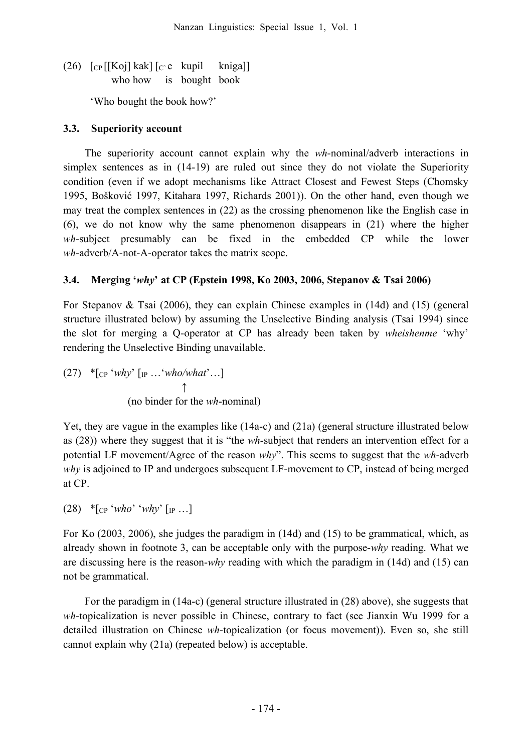(26) [CP [[Koj] kak] [C' e kupil kniga]]
who how is bought book

'Who bought the book how?'

### 3.3. Superiority account

The superiority account cannot explain why the *wh*-nominal/adverb interactions in simplex sentences as in (14-19) are ruled out since they do not violate the Superiority condition (even if we adopt mechanisms like Attract Closest and Fewest Steps (Chomsky 1995, Bošković 1997, Kitahara 1997, Richards 2001)). On the other hand, even though we may treat the complex sentences in (22) as the crossing phenomenon like the English case in (6), we do not know why the same phenomenon disappears in (21) where the higher *wh*-subject presumably can be fixed in the embedded CP while the lower *wh*-adverb/A-not-A-operator takes the matrix scope.

### 3.4. Merging '*why*' at CP (Epstein 1998, Ko 2003, 2006, Stepanov & Tsai 2006)

For Stepanov & Tsai (2006), they can explain Chinese examples in (14d) and (15) (general structure illustrated below) by assuming the Unselective Binding analysis (Tsai 1994) since the slot for merging a Q-operator at CP has already been taken by *wheishenme* 'why' rendering the Unselective Binding unavailable.

(27) *[CP '*why*' [IP …'*who/what*'…]
↑
(no binder for the *wh*-nominal)

Yet, they are vague in the examples like (14a-c) and (21a) (general structure illustrated below as (28)) where they suggest that it is "the *wh*-subject that renders an intervention effect for a potential LF movement/Agree of the reason *why*". This seems to suggest that the *wh*-adverb *why* is adjoined to IP and undergoes subsequent LF-movement to CP, instead of being merged at CP.

(28) *[CP '*who*' '*why*' [IP …]

For Ko (2003, 2006), she judges the paradigm in (14d) and (15) to be grammatical, which, as already shown in footnote 3, can be acceptable only with the purpose-*why* reading. What we are discussing here is the reason-*why* reading with which the paradigm in (14d) and (15) can not be grammatical.

For the paradigm in (14a-c) (general structure illustrated in (28) above), she suggests that *wh*-topicalization is never possible in Chinese, contrary to fact (see Jianxin Wu 1999 for a detailed illustration on Chinese *wh*-topicalization (or focus movement)). Even so, she still cannot explain why (21a) (repeated below) is acceptable.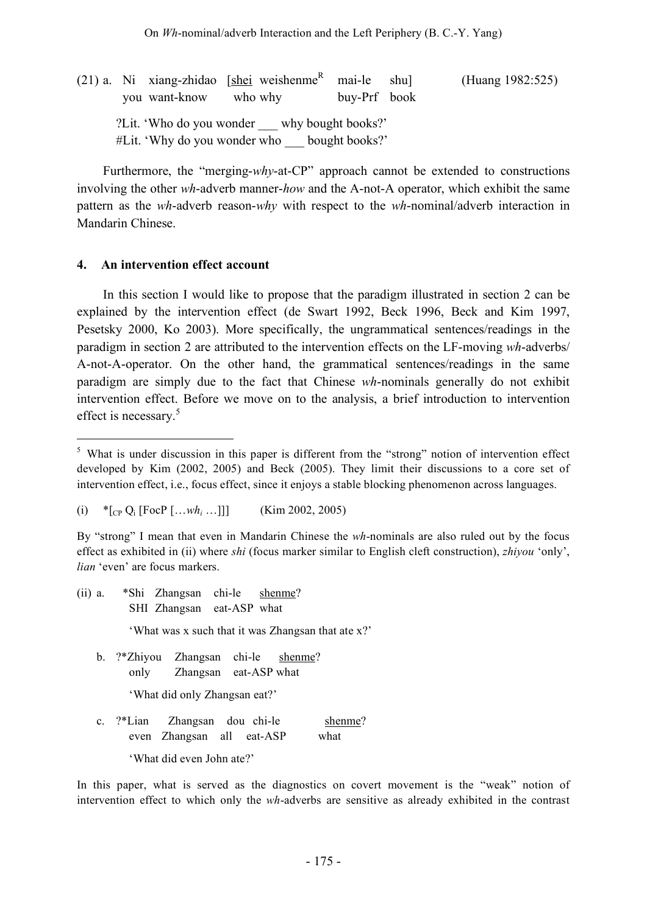(21) a. Ni xiang-zhidao [<u>shei</u> weishenme[R] mai-le shu] (Huang 1982:525)
you want-know who why buy-Prf book

?Lit. 'Who do you wonder ___ why bought books?'
#Lit. 'Why do you wonder who ___ bought books?'

Furthermore, the "merging-*why*-at-CP" approach cannot be extended to constructions involving the other *wh*-adverb manner-*how* and the A-not-A operator, which exhibit the same pattern as the *wh*-adverb reason-*why* with respect to the *wh*-nominal/adverb interaction in Mandarin Chinese.

## 4. An intervention effect account

In this section I would like to propose that the paradigm illustrated in section 2 can be explained by the intervention effect (de Swart 1992, Beck 1996, Beck and Kim 1997, Pesetsky 2000, Ko 2003). More specifically, the ungrammatical sentences/readings in the paradigm in section 2 are attributed to the intervention effects on the LF-moving *wh*-adverbs/ A-not-A-operator. On the other hand, the grammatical sentences/readings in the same paradigm are simply due to the fact that Chinese *wh*-nominals generally do not exhibit intervention effect. Before we move on to the analysis, a brief introduction to intervention effect is necessary.[5]

---

[5] What is under discussion in this paper is different from the "strong" notion of intervention effect developed by Kim (2002, 2005) and Beck (2005). They limit their discussions to a core set of intervention effect, i.e., focus effect, since it enjoys a stable blocking phenomenon across languages.

(i) *[$_{CP}$ Q$_i$ [FocP […*wh*$_i$ …]]] (Kim 2002, 2005)

By "strong" I mean that even in Mandarin Chinese the *wh*-nominals are also ruled out by the focus effect as exhibited in (ii) where *shi* (focus marker similar to English cleft construction), *zhiyou* 'only', *lian* 'even' are focus markers.

(ii) a. *Shi Zhangsan chi-le <u>shenme</u>?
SHI Zhangsan eat-ASP what

'What was x such that it was Zhangsan that ate x?'

b. ?*Zhiyou Zhangsan chi-le <u>shenme</u>?
only Zhangsan eat-ASP what

'What did only Zhangsan eat?'

c. ?*Lian Zhangsan dou chi-le <u>shenme</u>?
even Zhangsan all eat-ASP what

'What did even John ate?'

In this paper, what is served as the diagnostics on covert movement is the "weak" notion of intervention effect to which only the *wh*-adverbs are sensitive as already exhibited in the contrast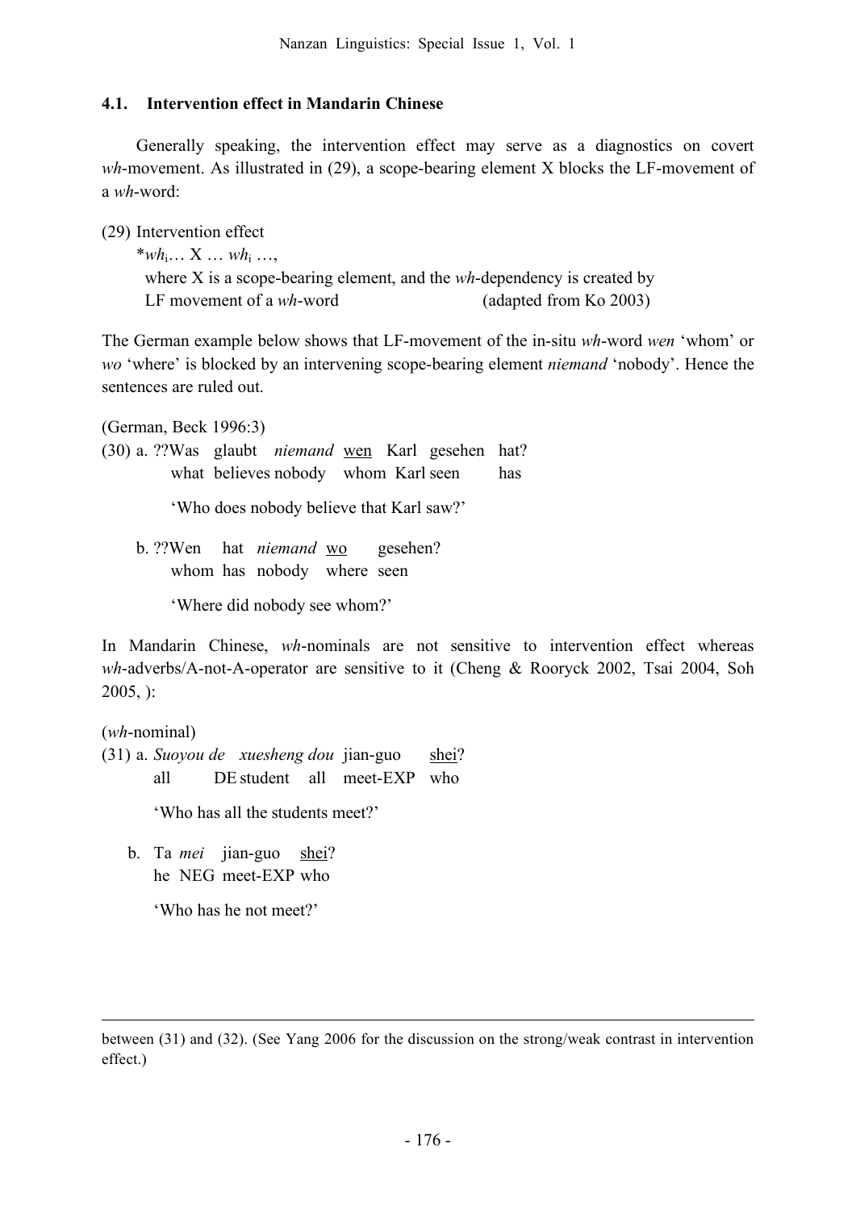### 4.1. Intervention effect in Mandarin Chinese

Generally speaking, the intervention effect may serve as a diagnostics on covert *wh*-movement. As illustrated in (29), a scope-bearing element X blocks the LF-movement of a *wh*-word:

(29) Intervention effect

*$wh_i$… X … $wh_i$ …,
where X is a scope-bearing element, and the *wh*-dependency is created by LF movement of a *wh*-word (adapted from Ko 2003)

The German example below shows that LF-movement of the in-situ *wh*-word *wen* 'whom' or *wo* 'where' is blocked by an intervening scope-bearing element *niemand* 'nobody'. Hence the sentences are ruled out.

(German, Beck 1996:3)

(30) a. ??Was glaubt *niemand* <u>wen</u> Karl gesehen hat?
what believes nobody whom Karl seen has

'Who does nobody believe that Karl saw?'

b. ??Wen hat *niemand* <u>wo</u> gesehen?
whom has nobody where seen

'Where did nobody see whom?'

In Mandarin Chinese, *wh*-nominals are not sensitive to intervention effect whereas *wh*-adverbs/A-not-A-operator are sensitive to it (Cheng & Rooryck 2002, Tsai 2004, Soh 2005, ):

(*wh*-nominal)

(31) a. *Suoyou de xuesheng dou* jian-guo <u>shei</u>?
all DE student all meet-EXP who

'Who has all the students meet?'

b. Ta *mei* jian-guo <u>shei</u>?
he NEG meet-EXP who

'Who has he not meet?'

---

between (31) and (32). (See Yang 2006 for the discussion on the strong/weak contrast in intervention effect.)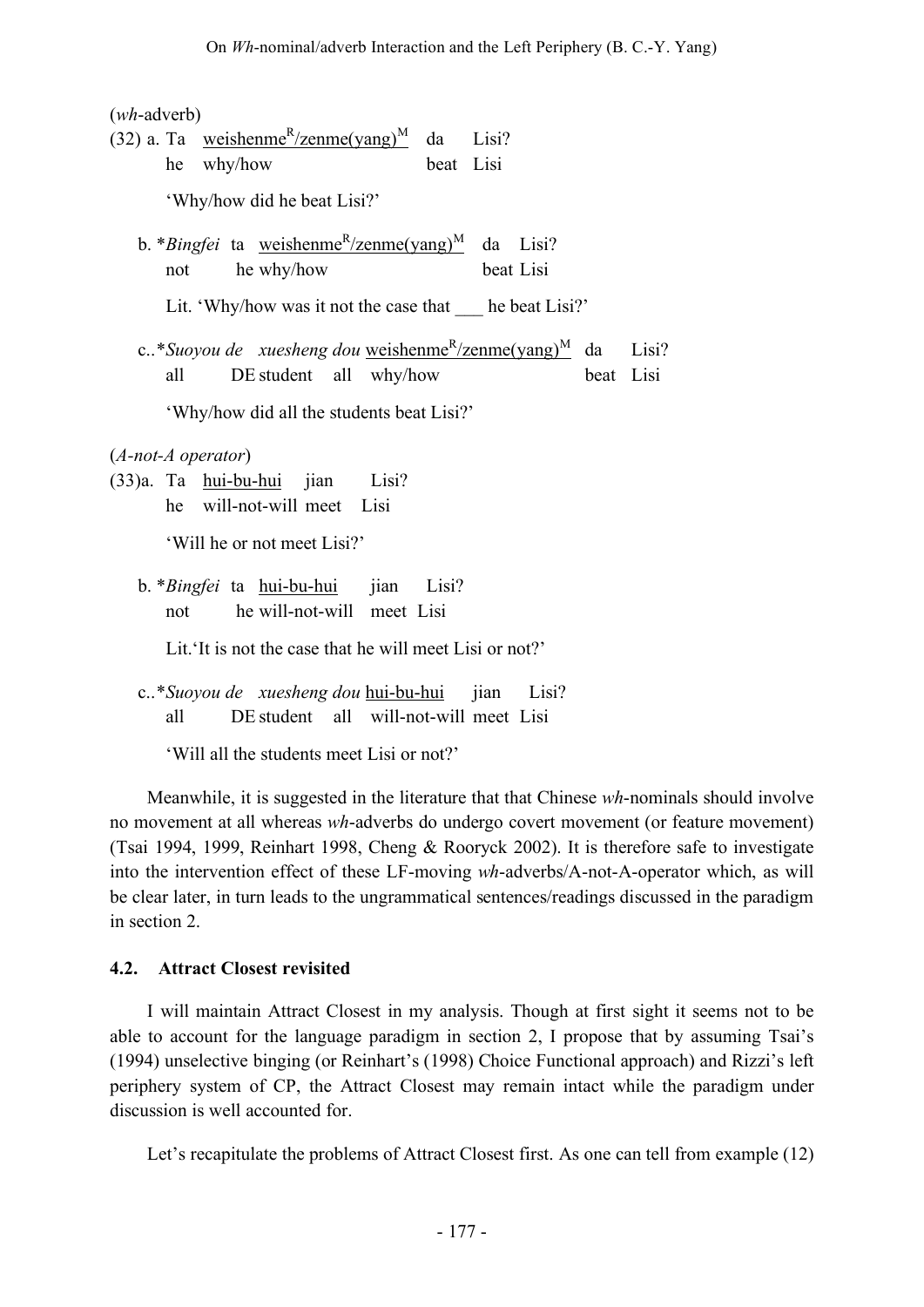(*wh*-adverb)

(32) a. Ta weishenme[R]/zenme(yang)[M] da Lisi?
he why/how beat Lisi

'Why/how did he beat Lisi?'

b. **Bingfei* ta weishenme[R]/zenme(yang)[M] da Lisi?
not he why/how beat Lisi

Lit. 'Why/how was it not the case that ___ he beat Lisi?'

c..**Suoyou de xuesheng dou* weishenme[R]/zenme(yang)[M] da Lisi?
all DE student all why/how beat Lisi

'Why/how did all the students beat Lisi?'

(*A-not-A operator*)

(33)a. Ta hui-bu-hui jian Lisi?
he will-not-will meet Lisi

'Will he or not meet Lisi?'

b. **Bingfei* ta hui-bu-hui jian Lisi?
not he will-not-will meet Lisi

Lit.'It is not the case that he will meet Lisi or not?'

c..**Suoyou de xuesheng dou* hui-bu-hui jian Lisi?
all DE student all will-not-will meet Lisi

'Will all the students meet Lisi or not?'

Meanwhile, it is suggested in the literature that that Chinese *wh*-nominals should involve no movement at all whereas *wh*-adverbs do undergo covert movement (or feature movement) (Tsai 1994, 1999, Reinhart 1998, Cheng & Rooryck 2002). It is therefore safe to investigate into the intervention effect of these LF-moving *wh*-adverbs/A-not-A-operator which, as will be clear later, in turn leads to the ungrammatical sentences/readings discussed in the paradigm in section 2.

### 4.2. Attract Closest revisited

I will maintain Attract Closest in my analysis. Though at first sight it seems not to be able to account for the language paradigm in section 2, I propose that by assuming Tsai's (1994) unselective binging (or Reinhart's (1998) Choice Functional approach) and Rizzi's left periphery system of CP, the Attract Closest may remain intact while the paradigm under discussion is well accounted for.

Let's recapitulate the problems of Attract Closest first. As one can tell from example (12)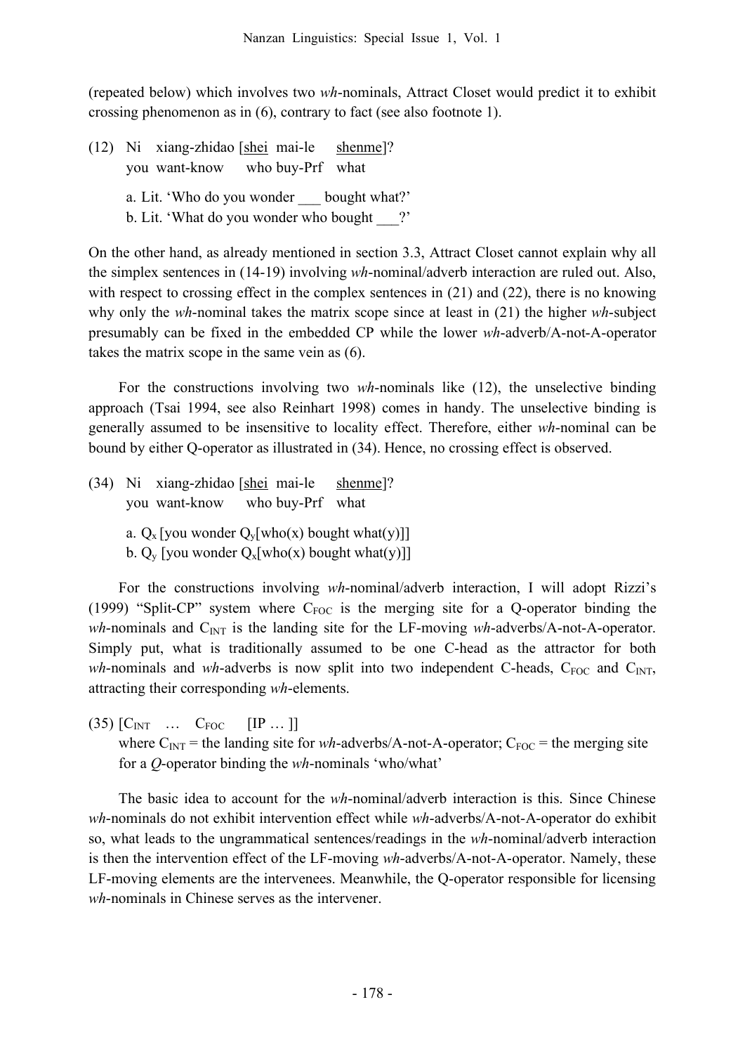(repeated below) which involves two *wh*-nominals, Attract Closet would predict it to exhibit crossing phenomenon as in (6), contrary to fact (see also footnote 1).

(12) Ni xiang-zhidao [<u>shei</u> mai-le <u>shenme</u>]?
 you want-know who buy-Prf what

 a. Lit. 'Who do you wonder ___ bought what?'
 b. Lit. 'What do you wonder who bought ___?'

On the other hand, as already mentioned in section 3.3, Attract Closet cannot explain why all the simplex sentences in (14-19) involving *wh*-nominal/adverb interaction are ruled out. Also, with respect to crossing effect in the complex sentences in (21) and (22), there is no knowing why only the *wh*-nominal takes the matrix scope since at least in (21) the higher *wh*-subject presumably can be fixed in the embedded CP while the lower *wh*-adverb/A-not-A-operator takes the matrix scope in the same vein as (6).

For the constructions involving two *wh*-nominals like (12), the unselective binding approach (Tsai 1994, see also Reinhart 1998) comes in handy. The unselective binding is generally assumed to be insensitive to locality effect. Therefore, either *wh*-nominal can be bound by either Q-operator as illustrated in (34). Hence, no crossing effect is observed.

(34) Ni xiang-zhidao [<u>shei</u> mai-le <u>shenme</u>]?
 you want-know who buy-Prf what

 a. $Q_x$ [you wonder $Q_y$[who(x) bought what(y)]]
 b. $Q_y$ [you wonder $Q_x$[who(x) bought what(y)]]

For the constructions involving *wh*-nominal/adverb interaction, I will adopt Rizzi's (1999) "Split-CP" system where $C_{FOC}$ is the merging site for a Q-operator binding the *wh*-nominals and $C_{INT}$ is the landing site for the LF-moving *wh*-adverbs/A-not-A-operator. Simply put, what is traditionally assumed to be one C-head as the attractor for both *wh*-nominals and *wh*-adverbs is now split into two independent C-heads, $C_{FOC}$ and $C_{INT}$, attracting their corresponding *wh*-elements.

(35) [$C_{INT}$ … $C_{FOC}$ [IP … ]]
 where $C_{INT}$ = the landing site for *wh*-adverbs/A-not-A-operator; $C_{FOC}$ = the merging site for a *Q*-operator binding the *wh*-nominals 'who/what'

The basic idea to account for the *wh*-nominal/adverb interaction is this. Since Chinese *wh*-nominals do not exhibit intervention effect while *wh*-adverbs/A-not-A-operator do exhibit so, what leads to the ungrammatical sentences/readings in the *wh*-nominal/adverb interaction is then the intervention effect of the LF-moving *wh*-adverbs/A-not-A-operator. Namely, these LF-moving elements are the intervenees. Meanwhile, the Q-operator responsible for licensing *wh*-nominals in Chinese serves as the intervener.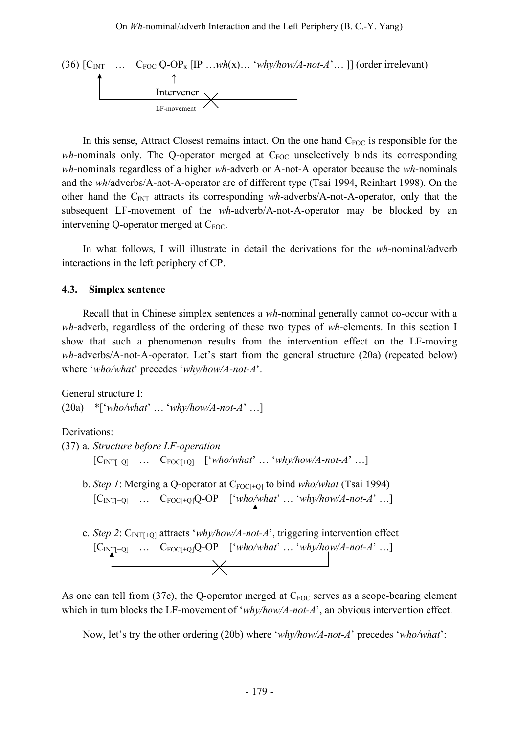(36) [$C_{INT}$ … $C_{FOC}$ Q-$OP_x$ [IP …*wh*(x)… '*why/how/A-not-A*'… ]] (order irrelevant)

↑ Intervener — LF-movement ✕

In this sense, Attract Closest remains intact. On the one hand $C_{FOC}$ is responsible for the *wh*-nominals only. The Q-operator merged at $C_{FOC}$ unselectively binds its corresponding *wh*-nominals regardless of a higher *wh*-adverb or A-not-A operator because the *wh*-nominals and the *wh*/adverbs/A-not-A-operator are of different type (Tsai 1994, Reinhart 1998). On the other hand the $C_{INT}$ attracts its corresponding *wh*-adverbs/A-not-A-operator, only that the subsequent LF-movement of the *wh*-adverb/A-not-A-operator may be blocked by an intervening Q-operator merged at $C_{FOC}$.

In what follows, I will illustrate in detail the derivations for the *wh*-nominal/adverb interactions in the left periphery of CP.

### 4.3. Simplex sentence

Recall that in Chinese simplex sentences a *wh*-nominal generally cannot co-occur with a *wh*-adverb, regardless of the ordering of these two types of *wh*-elements. In this section I show that such a phenomenon results from the intervention effect on the LF-moving *wh*-adverbs/A-not-A-operator. Let's start from the general structure (20a) (repeated below) where '*who/what*' precedes '*why/how/A-not-A*'.

General structure I:

(20a) *['*who/what*' … '*why/how/A-not-A*' …]

Derivations:

(37) a. *Structure before LF-operation*

[$C_{INT[+Q]}$ … $C_{FOC[+Q]}$ ['*who/what*' … '*why/how/A-not-A*' …]

b. *Step 1*: Merging a Q-operator at $C_{FOC[+Q]}$ to bind *who/what* (Tsai 1994)

[$C_{INT[+Q]}$ … $C_{FOC[+Q]}$Q-OP ['*who/what*' … '*why/how/A-not-A*' …]

c. *Step 2*: $C_{INT[+Q]}$ attracts '*why/how/A-not-A*', triggering intervention effect

[$C_{INT[+Q]}$ … $C_{FOC[+Q]}$Q-OP ['*who/what*' … '*why/how/A-not-A*' …]

As one can tell from (37c), the Q-operator merged at $C_{FOC}$ serves as a scope-bearing element which in turn blocks the LF-movement of '*why/how/A-not-A*', an obvious intervention effect.

Now, let's try the other ordering (20b) where '*why/how/A-not-A*' precedes '*who/what*':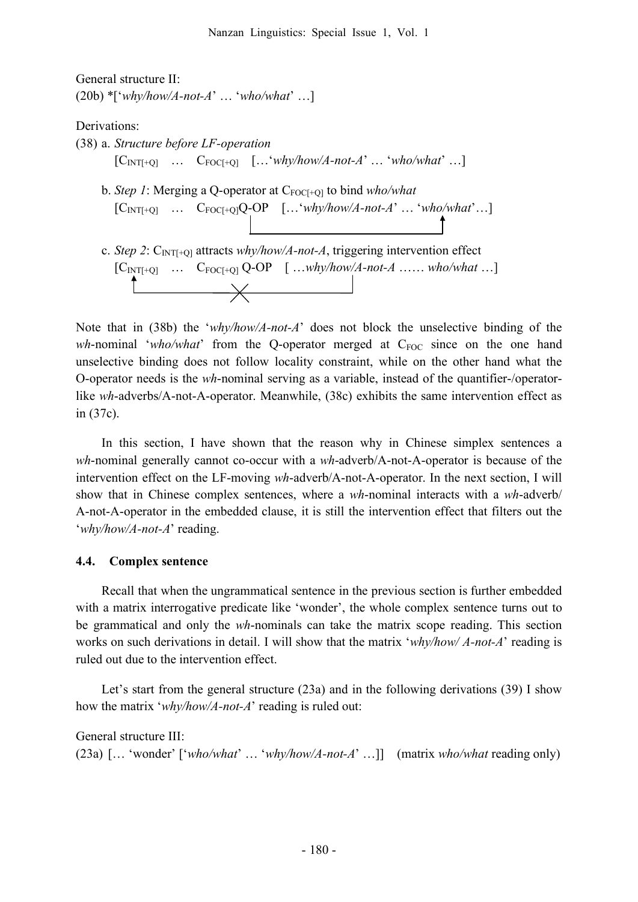General structure II:

(20b) *[‘*why/how/A-not-A*’ … ‘*who/what*’ …]

Derivations:

(38) a. *Structure before LF-operation*

[$C_{INT[+Q]}$ … $C_{FOC[+Q]}$ […‘*why/how/A-not-A*’ … ‘*who/what*’ …]

b. *Step 1*: Merging a Q-operator at $C_{FOC[+Q]}$ to bind *who/what*

[$C_{INT[+Q]}$ … $C_{FOC[+Q]}$Q-OP […‘*why/how/A-not-A*’ … ‘*who/what*’…]

c. *Step 2*: $C_{INT[+Q]}$ attracts *why/how/A-not-A*, triggering intervention effect

[$C_{INT[+Q]}$ … $C_{FOC[+Q]}$ Q-OP [ …*why/how/A-not-A* …… *who/what* …]

Note that in (38b) the ‘*why/how/A-not-A*’ does not block the unselective binding of the *wh*-nominal ‘*who/what*’ from the Q-operator merged at $C_{FOC}$ since on the one hand unselective binding does not follow locality constraint, while on the other hand what the O-operator needs is the *wh*-nominal serving as a variable, instead of the quantifier-/operator-like *wh*-adverbs/A-not-A-operator. Meanwhile, (38c) exhibits the same intervention effect as in (37c).

In this section, I have shown that the reason why in Chinese simplex sentences a *wh*-nominal generally cannot co-occur with a *wh*-adverb/A-not-A-operator is because of the intervention effect on the LF-moving *wh*-adverb/A-not-A-operator. In the next section, I will show that in Chinese complex sentences, where a *wh*-nominal interacts with a *wh*-adverb/ A-not-A-operator in the embedded clause, it is still the intervention effect that filters out the ‘*why/how/A-not-A*’ reading.

### 4.4. Complex sentence

Recall that when the ungrammatical sentence in the previous section is further embedded with a matrix interrogative predicate like ‘wonder’, the whole complex sentence turns out to be grammatical and only the *wh*-nominals can take the matrix scope reading. This section works on such derivations in detail. I will show that the matrix ‘*why/how/ A-not-A*’ reading is ruled out due to the intervention effect.

Let’s start from the general structure (23a) and in the following derivations (39) I show how the matrix ‘*why/how/A-not-A*’ reading is ruled out:

General structure III:

(23a) […‘wonder’ [‘*who/what*’ … ‘*why/how/A-not-A*’ …]] (matrix *who/what* reading only)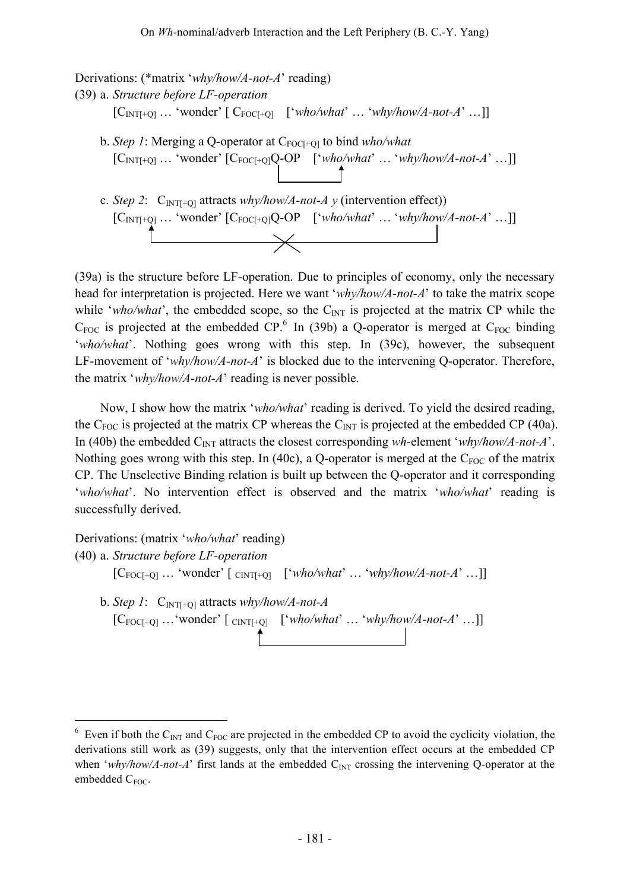Derivations: (*matrix '*why/how/A-not-A*' reading)

(39) a. *Structure before LF-operation*

$[C_{INT[+Q]}$ … 'wonder' $[\ C_{FOC[+Q]}$ ['*who/what*' … '*why/how/A-not-A*' …]]

b. *Step 1*: Merging a Q-operator at $C_{FOC[+Q]}$ to bind *who/what*

$[C_{INT[+Q]}$ … 'wonder' $[C_{FOC[+Q]}$Q-OP ['*who/what*' … '*why/how/A-not-A*' …]]

c. *Step 2*: $C_{INT[+Q]}$ attracts *why/how/A-not-A y* (intervention effect))

$[C_{INT[+Q]}$ … 'wonder' $[C_{FOC[+Q]}$Q-OP ['*who/what*' … '*why/how/A-not-A*' …]]

(39a) is the structure before LF-operation. Due to principles of economy, only the necessary head for interpretation is projected. Here we want '*why/how/A-not-A*' to take the matrix scope while '*who/what*', the embedded scope, so the $C_{INT}$ is projected at the matrix CP while the $C_{FOC}$ is projected at the embedded CP.[6] In (39b) a Q-operator is merged at $C_{FOC}$ binding '*who/what*'. Nothing goes wrong with this step. In (39c), however, the subsequent LF-movement of '*why/how/A-not-A*' is blocked due to the intervening Q-operator. Therefore, the matrix '*why/how/A-not-A*' reading is never possible.

Now, I show how the matrix '*who/what*' reading is derived. To yield the desired reading, the $C_{FOC}$ is projected at the matrix CP whereas the $C_{INT}$ is projected at the embedded CP (40a). In (40b) the embedded $C_{INT}$ attracts the closest corresponding *wh*-element '*why/how/A-not-A*'. Nothing goes wrong with this step. In (40c), a Q-operator is merged at the $C_{FOC}$ of the matrix CP. The Unselective Binding relation is built up between the Q-operator and it corresponding '*who/what*'. No intervention effect is observed and the matrix '*who/what*' reading is successfully derived.

Derivations: (matrix '*who/what*' reading)

(40) a. *Structure before LF-operation*

$[C_{FOC[+Q]}$ … 'wonder' $[\ _{CINT[+Q]}$ ['*who/what*' … '*why/how/A-not-A*' …]]

b. *Step 1*: $C_{INT[+Q]}$ attracts *why/how/A-not-A*

$[C_{FOC[+Q]}$ …'wonder' $[\ _{CINT[+Q]}$ ['*who/what*' … '*why/how/A-not-A*' …]]

---

[6] Even if both the $C_{INT}$ and $C_{FOC}$ are projected in the embedded CP to avoid the cyclicity violation, the derivations still work as (39) suggests, only that the intervention effect occurs at the embedded CP when '*why/how/A-not-A*' first lands at the embedded $C_{INT}$ crossing the intervening Q-operator at the embedded $C_{FOC}$.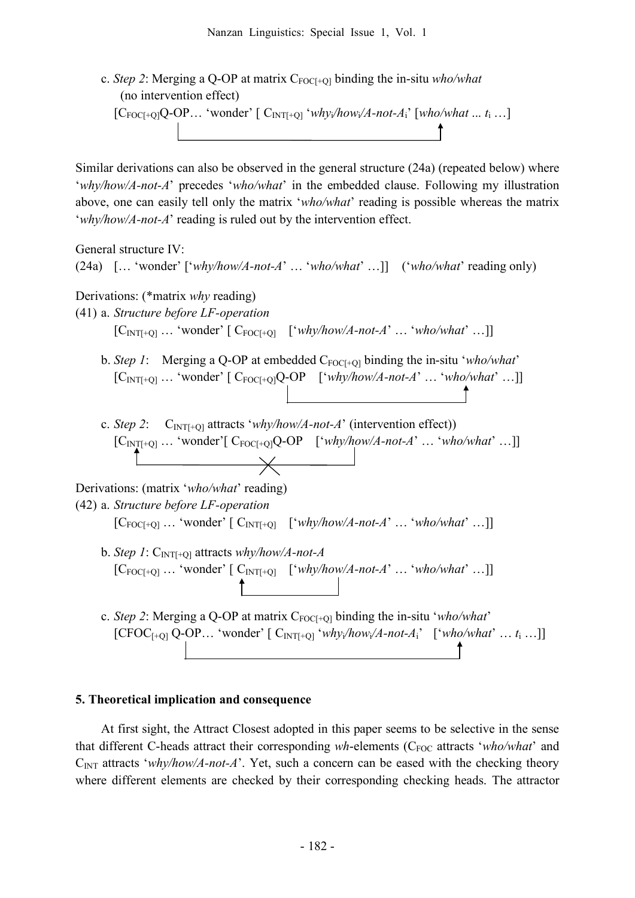c. *Step 2*: Merging a Q-OP at matrix $C_{FOC[+Q]}$ binding the in-situ *who/what* (no intervention effect)

[$C_{FOC[+Q]}$Q-OP… 'wonder' [ $C_{INT[+Q]}$ '*why*$_i$/*how*$_i$/*A-not-A*$_i$' [*who/what* ... $t_i$ …]

Similar derivations can also be observed in the general structure (24a) (repeated below) where '*why/how/A-not-A*' precedes '*who/what*' in the embedded clause. Following my illustration above, one can easily tell only the matrix '*who/what*' reading is possible whereas the matrix '*why/how/A-not-A*' reading is ruled out by the intervention effect.

General structure IV:

(24a) [… 'wonder' ['*why/how/A-not-A*' … '*who/what*' …]] ('*who/what*' reading only)

Derivations: (*matrix *why* reading)

(41) a. *Structure before LF-operation*

[$C_{INT[+Q]}$ … 'wonder' [ $C_{FOC[+Q]}$ ['*why/how/A-not-A*' … '*who/what*' …]]

b. *Step 1*: Merging a Q-OP at embedded $C_{FOC[+Q]}$ binding the in-situ '*who/what*'

[$C_{INT[+Q]}$ … 'wonder' [ $C_{FOC[+Q]}$Q-OP ['*why/how/A-not-A*' … '*who/what*' …]]

c. *Step 2*: $C_{INT[+Q]}$ attracts '*why/how/A-not-A*' (intervention effect))

[$C_{INT[+Q]}$ … 'wonder'[ $C_{FOC[+Q]}$Q-OP ['*why/how/A-not-A*' … '*who/what*' …]]

Derivations: (matrix '*who/what*' reading)

(42) a. *Structure before LF-operation*

[$C_{FOC[+Q]}$ … 'wonder' [ $C_{INT[+Q]}$ ['*why/how/A-not-A*' … '*who/what*' …]]

b. *Step 1*: $C_{INT[+Q]}$ attracts *why/how/A-not-A*

[$C_{FOC[+Q]}$ … 'wonder' [ $C_{INT[+Q]}$ ['*why/how/A-not-A*' … '*who/what*' …]]

c. *Step 2*: Merging a Q-OP at matrix $C_{FOC[+Q]}$ binding the in-situ '*who/what*'

[CFOC$_{[+Q]}$ Q-OP… 'wonder' [ $C_{INT[+Q]}$ '*why*$_i$/*how*$_i$/*A-not-A*$_i$' ['*who/what*' … $t_i$ …]]

## 5. Theoretical implication and consequence

At first sight, the Attract Closest adopted in this paper seems to be selective in the sense that different C-heads attract their corresponding *wh*-elements ($C_{FOC}$ attracts '*who/what*' and $C_{INT}$ attracts '*why/how/A-not-A*'. Yet, such a concern can be eased with the checking theory where different elements are checked by their corresponding checking heads. The attractor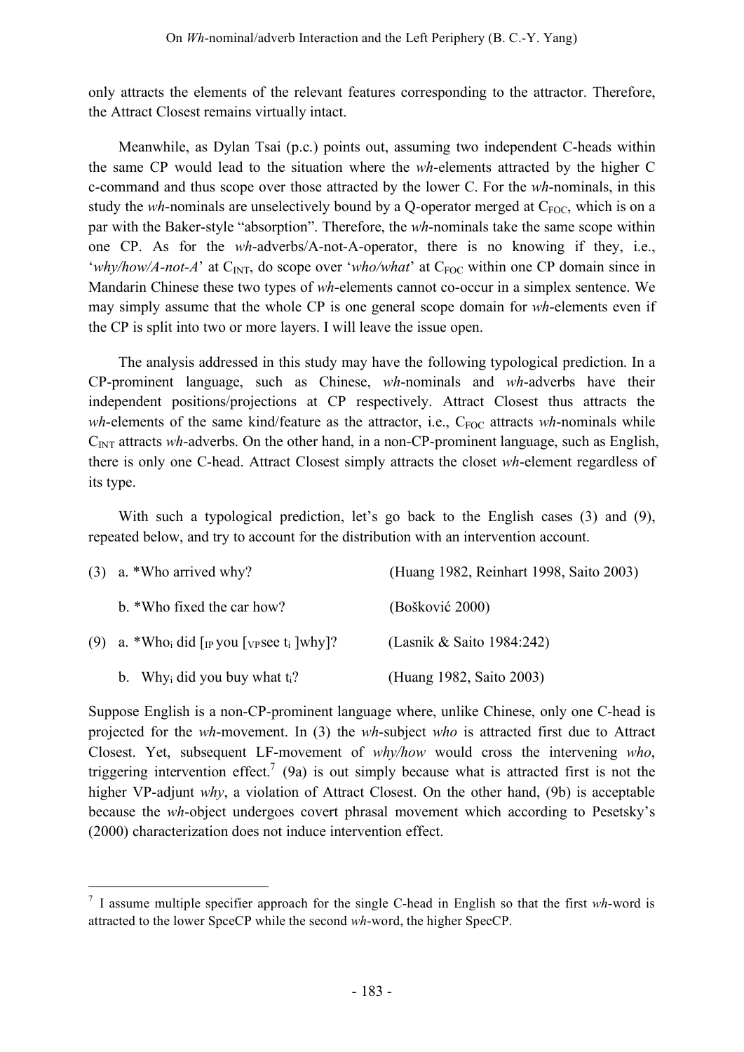only attracts the elements of the relevant features corresponding to the attractor. Therefore, the Attract Closest remains virtually intact.

Meanwhile, as Dylan Tsai (p.c.) points out, assuming two independent C-heads within the same CP would lead to the situation where the *wh*-elements attracted by the higher C c-command and thus scope over those attracted by the lower C. For the *wh*-nominals, in this study the *wh*-nominals are unselectively bound by a Q-operator merged at $C_{FOC}$, which is on a par with the Baker-style "absorption". Therefore, the *wh*-nominals take the same scope within one CP. As for the *wh*-adverbs/A-not-A-operator, there is no knowing if they, i.e., '*why/how/A-not-A*' at $C_{INT}$, do scope over '*who/what*' at $C_{FOC}$ within one CP domain since in Mandarin Chinese these two types of *wh*-elements cannot co-occur in a simplex sentence. We may simply assume that the whole CP is one general scope domain for *wh*-elements even if the CP is split into two or more layers. I will leave the issue open.

The analysis addressed in this study may have the following typological prediction. In a CP-prominent language, such as Chinese, *wh*-nominals and *wh*-adverbs have their independent positions/projections at CP respectively. Attract Closest thus attracts the *wh*-elements of the same kind/feature as the attractor, i.e., $C_{FOC}$ attracts *wh*-nominals while $C_{INT}$ attracts *wh*-adverbs. On the other hand, in a non-CP-prominent language, such as English, there is only one C-head. Attract Closest simply attracts the closet *wh*-element regardless of its type.

With such a typological prediction, let's go back to the English cases (3) and (9), repeated below, and try to account for the distribution with an intervention account.

(3) a. *Who arrived why? (Huang 1982, Reinhart 1998, Saito 2003)

b. *Who fixed the car how? (Bošković 2000)

(9) a. *Who$_i$ did [$_{IP}$ you [$_{VP}$ see t$_i$ ]why]? (Lasnik & Saito 1984:242)

b. Why$_i$ did you buy what t$_i$? (Huang 1982, Saito 2003)

Suppose English is a non-CP-prominent language where, unlike Chinese, only one C-head is projected for the *wh*-movement. In (3) the *wh*-subject *who* is attracted first due to Attract Closest. Yet, subsequent LF-movement of *why/how* would cross the intervening *who*, triggering intervention effect.[7] (9a) is out simply because what is attracted first is not the higher VP-adjunt *why*, a violation of Attract Closest. On the other hand, (9b) is acceptable because the *wh*-object undergoes covert phrasal movement which according to Pesetsky's (2000) characterization does not induce intervention effect.

---

[7] I assume multiple specifier approach for the single C-head in English so that the first *wh*-word is attracted to the lower SpceCP while the second *wh*-word, the higher SpecCP.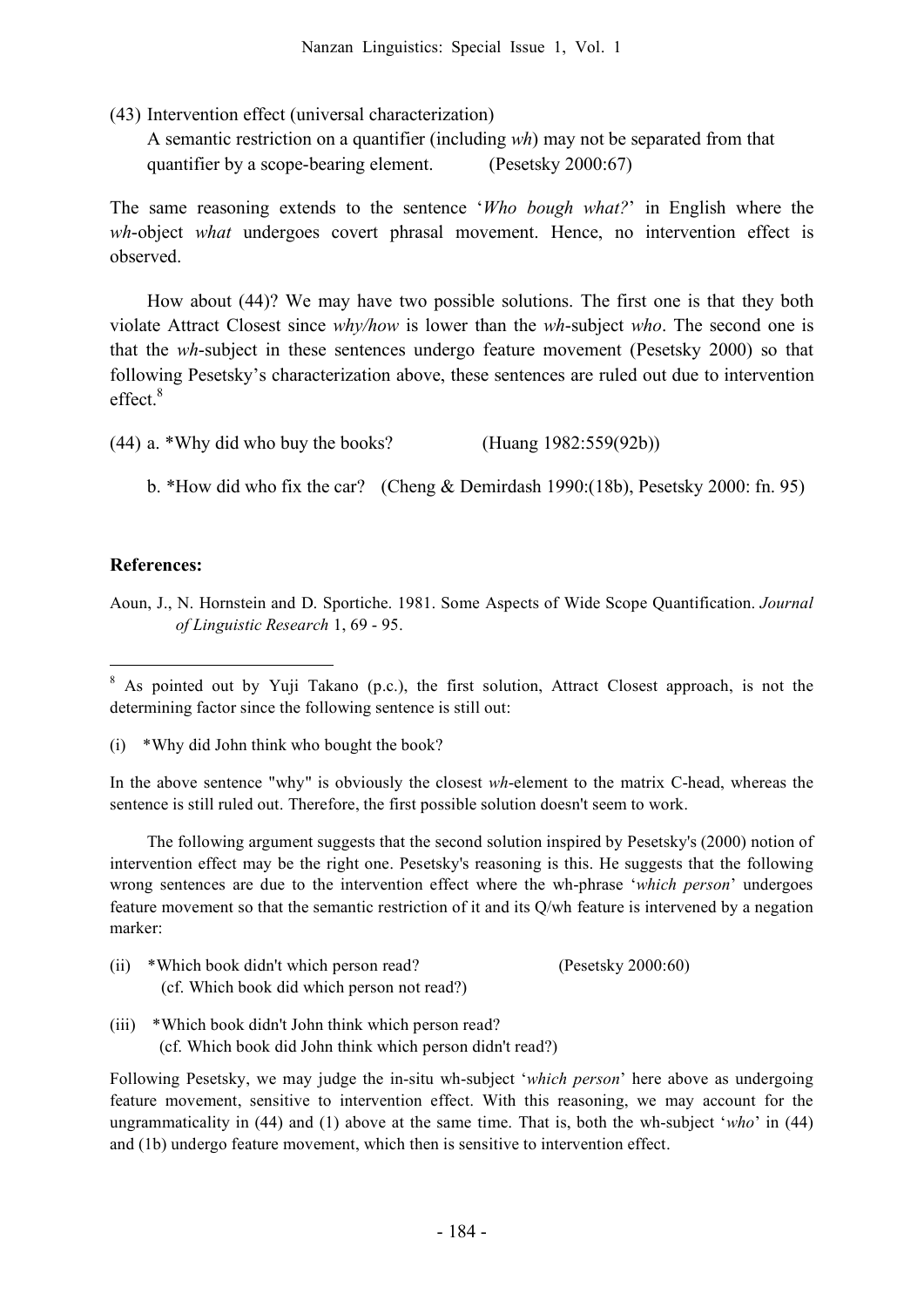(43) Intervention effect (universal characterization)
A semantic restriction on a quantifier (including *wh*) may not be separated from that quantifier by a scope-bearing element. (Pesetsky 2000:67)

The same reasoning extends to the sentence '*Who bough what?*' in English where the *wh*-object *what* undergoes covert phrasal movement. Hence, no intervention effect is observed.

How about (44)? We may have two possible solutions. The first one is that they both violate Attract Closest since *why/how* is lower than the *wh*-subject *who*. The second one is that the *wh*-subject in these sentences undergo feature movement (Pesetsky 2000) so that following Pesetsky's characterization above, these sentences are ruled out due to intervention effect.[8]

(44) a. *Why did who buy the books? (Huang 1982:559(92b))

b. *How did who fix the car? (Cheng & Demirdash 1990:(18b), Pesetsky 2000: fn. 95)

**References:**

Aoun, J., N. Hornstein and D. Sportiche. 1981. Some Aspects of Wide Scope Quantification. *Journal of Linguistic Research* 1, 69 - 95.

---

[8] As pointed out by Yuji Takano (p.c.), the first solution, Attract Closest approach, is not the determining factor since the following sentence is still out:

(i) *Why did John think who bought the book?

In the above sentence "why" is obviously the closest *wh*-element to the matrix C-head, whereas the sentence is still ruled out. Therefore, the first possible solution doesn't seem to work.

The following argument suggests that the second solution inspired by Pesetsky's (2000) notion of intervention effect may be the right one. Pesetsky's reasoning is this. He suggests that the following wrong sentences are due to the intervention effect where the wh-phrase '*which person*' undergoes feature movement so that the semantic restriction of it and its Q/wh feature is intervened by a negation marker:

(ii) *Which book didn't which person read? (Pesetsky 2000:60)
(cf. Which book did which person not read?)

(iii) *Which book didn't John think which person read?
(cf. Which book did John think which person didn't read?)

Following Pesetsky, we may judge the in-situ wh-subject '*which person*' here above as undergoing feature movement, sensitive to intervention effect. With this reasoning, we may account for the ungrammaticality in (44) and (1) above at the same time. That is, both the wh-subject '*who*' in (44) and (1b) undergo feature movement, which then is sensitive to intervention effect.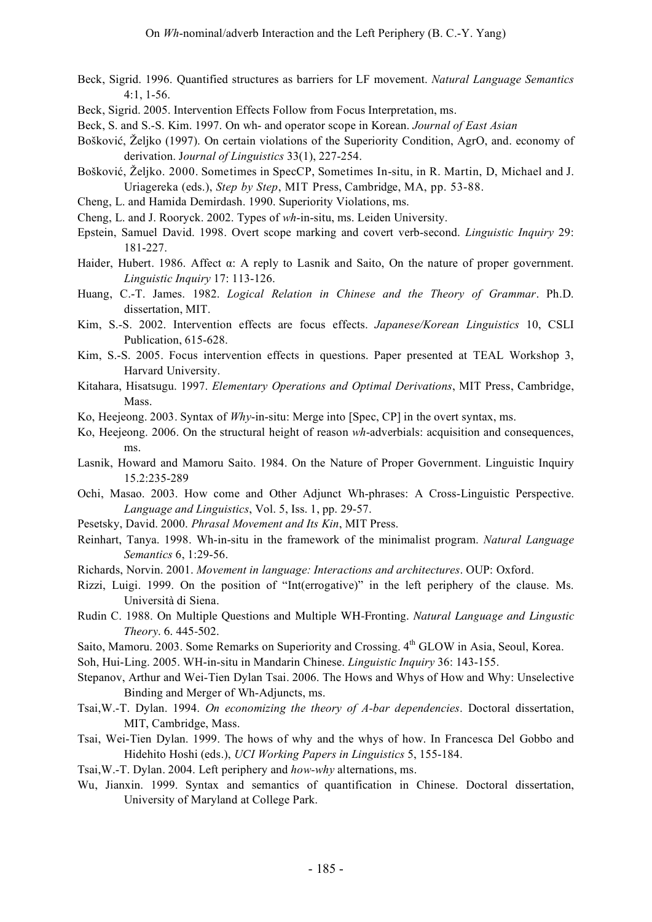Beck, Sigrid. 1996. Quantified structures as barriers for LF movement. *Natural Language Semantics* 4:1, 1-56.

Beck, Sigrid. 2005. Intervention Effects Follow from Focus Interpretation, ms.

Beck, S. and S.-S. Kim. 1997. On wh- and operator scope in Korean. *Journal of East Asian*

Bošković, Željko (1997). On certain violations of the Superiority Condition, AgrO, and. economy of derivation. J*ournal of Linguistics* 33(1), 227-254.

Bošković, Željko. 2000. Sometimes in SpecCP, Sometimes In-situ, in R. Martin, D, Michael and J. Uriagereka (eds.), *Step by Step*, MIT Press, Cambridge, MA, pp. 53-88.

Cheng, L. and Hamida Demirdash. 1990. Superiority Violations, ms.

Cheng, L. and J. Rooryck. 2002. Types of *wh*-in-situ, ms. Leiden University.

Epstein, Samuel David. 1998. Overt scope marking and covert verb-second. *Linguistic Inquiry* 29: 181-227.

Haider, Hubert. 1986. Affect α: A reply to Lasnik and Saito, On the nature of proper government. *Linguistic Inquiry* 17: 113-126.

Huang, C.-T. James. 1982. *Logical Relation in Chinese and the Theory of Grammar*. Ph.D. dissertation, MIT.

Kim, S.-S. 2002. Intervention effects are focus effects. *Japanese/Korean Linguistics* 10, CSLI Publication, 615-628.

Kim, S.-S. 2005. Focus intervention effects in questions. Paper presented at TEAL Workshop 3, Harvard University.

Kitahara, Hisatsugu. 1997. *Elementary Operations and Optimal Derivations*, MIT Press, Cambridge, Mass.

Ko, Heejeong. 2003. Syntax of *Why*-in-situ: Merge into [Spec, CP] in the overt syntax, ms.

Ko, Heejeong. 2006. On the structural height of reason *wh*-adverbials: acquisition and consequences, ms.

Lasnik, Howard and Mamoru Saito. 1984. On the Nature of Proper Government. Linguistic Inquiry 15.2:235-289

Ochi, Masao. 2003. How come and Other Adjunct Wh-phrases: A Cross-Linguistic Perspective. *Language and Linguistics*, Vol. 5, Iss. 1, pp. 29-57.

Pesetsky, David. 2000. *Phrasal Movement and Its Kin*, MIT Press.

Reinhart, Tanya. 1998. Wh-in-situ in the framework of the minimalist program. *Natural Language Semantics* 6, 1:29-56.

Richards, Norvin. 2001. *Movement in language: Interactions and architectures*. OUP: Oxford.

Rizzi, Luigi. 1999. On the position of "Int(errogative)" in the left periphery of the clause. Ms. Università di Siena.

Rudin C. 1988. On Multiple Questions and Multiple WH-Fronting. *Natural Language and Lingustic Theory*. 6. 445-502.

Saito, Mamoru. 2003. Some Remarks on Superiority and Crossing. 4th GLOW in Asia, Seoul, Korea.

Soh, Hui-Ling. 2005. WH-in-situ in Mandarin Chinese. *Linguistic Inquiry* 36: 143-155.

Stepanov, Arthur and Wei-Tien Dylan Tsai. 2006. The Hows and Whys of How and Why: Unselective Binding and Merger of Wh-Adjuncts, ms.

Tsai,W.-T. Dylan. 1994. *On economizing the theory of A-bar dependencies*. Doctoral dissertation, MIT, Cambridge, Mass.

Tsai, Wei-Tien Dylan. 1999. The hows of why and the whys of how. In Francesca Del Gobbo and Hidehito Hoshi (eds.), *UCI Working Papers in Linguistics* 5, 155-184.

Tsai,W.-T. Dylan. 2004. Left periphery and *how-why* alternations, ms.

Wu, Jianxin. 1999. Syntax and semantics of quantification in Chinese. Doctoral dissertation, University of Maryland at College Park.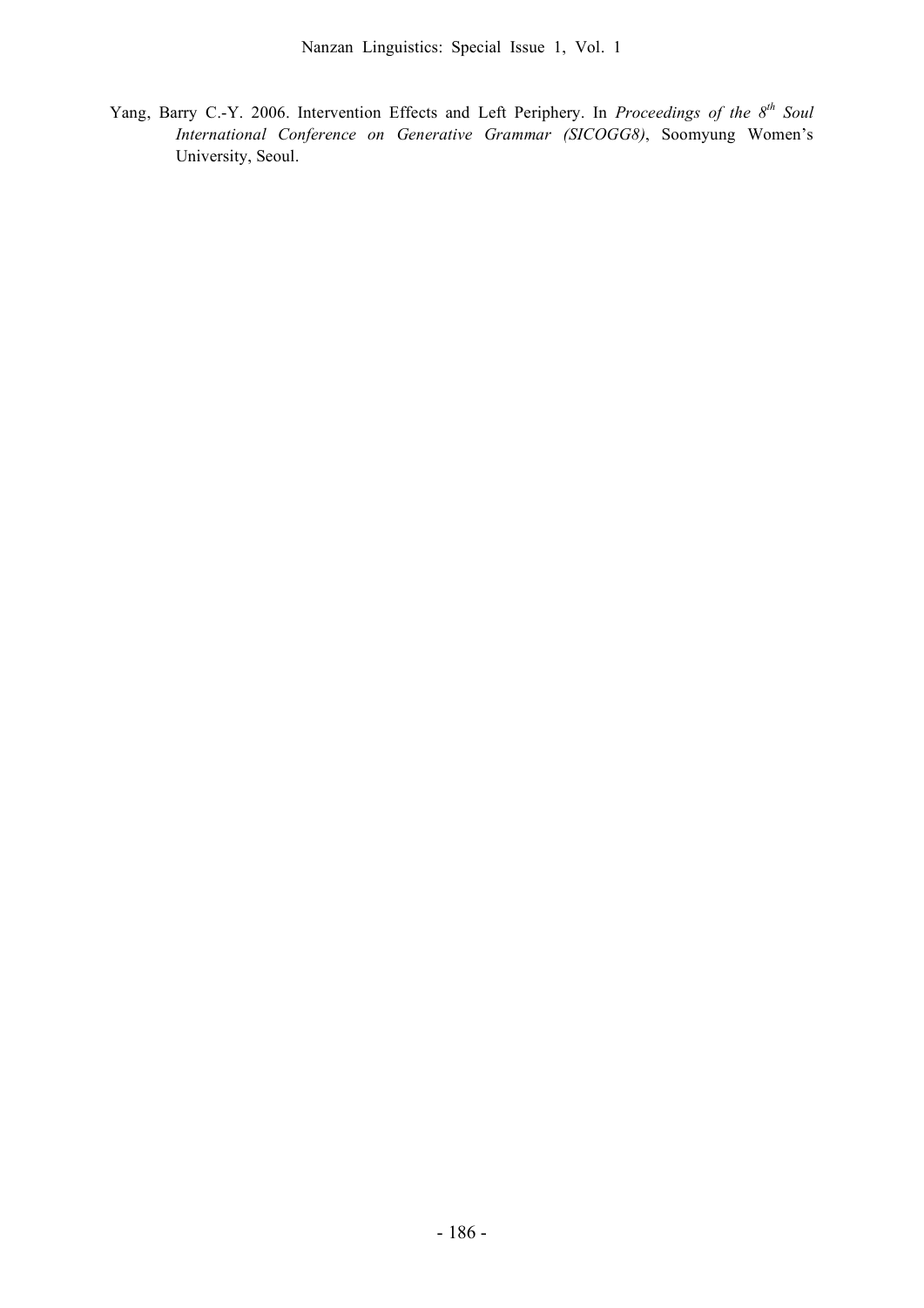Yang, Barry C.-Y. 2006. Intervention Effects and Left Periphery. In *Proceedings of the 8th Soul International Conference on Generative Grammar (SICOGG8)*, Soomyung Women's University, Seoul.